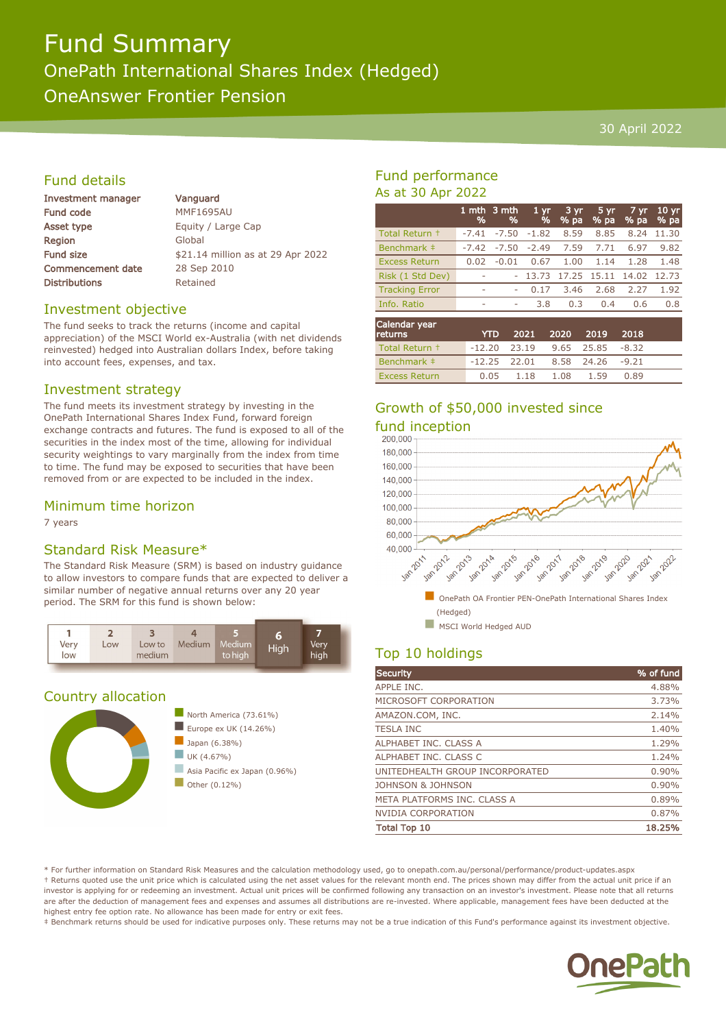# Fund Summary

## OnePath International Shares Index (Hedged)

## OneAnswer Frontier Pension

30 April 2022

## Fund details

| | |
|---|---|
| Investment manager | Vanguard |
| Fund code | MMF1695AU |
| Asset type | Equity / Large Cap |
| Region | Global |
| Fund size | $21.14 million as at 29 Apr 2022 |
| Commencement date | 28 Sep 2010 |
| Distributions | Retained |

## Investment objective

The fund seeks to track the returns (income and capital appreciation) of the MSCI World ex-Australia (with net dividends reinvested) hedged into Australian dollars Index, before taking into account fees, expenses, and tax.

## Investment strategy

The fund meets its investment strategy by investing in the OnePath International Shares Index Fund, forward foreign exchange contracts and futures. The fund is exposed to all of the securities in the index most of the time, allowing for individual security weightings to vary marginally from the index from time to time. The fund may be exposed to securities that have been removed from or are expected to be included in the index.

## Minimum time horizon

7 years

## Standard Risk Measure*

The Standard Risk Measure (SRM) is based on industry guidance to allow investors to compare funds that are expected to deliver a similar number of negative annual returns over any 20 year period. The SRM for this fund is shown below:

| 1 | 2 | 3 | 4 | 5 | **6** | 7 |
|---|---|---|---|---|---|---|
| Very low | Low | Low to medium | Medium | Medium to high | **High** | Very high |

## Country allocation

- North America (73.61%)
- Europe ex UK (14.26%)
- Japan (6.38%)
- UK (4.67%)
- Asia Pacific ex Japan (0.96%)
- Other (0.12%)

## Fund performance

As at 30 Apr 2022

| | 1 mth % | 3 mth % | 1 yr % | 3 yr % pa | 5 yr % pa | 7 yr % pa | 10 yr % pa |
|---|---|---|---|---|---|---|---|
| Total Return † | -7.41 | -7.50 | -1.82 | 8.59 | 8.85 | 8.24 | 11.30 |
| Benchmark ‡ | -7.42 | -7.50 | -2.49 | 7.59 | 7.71 | 6.97 | 9.82 |
| Excess Return | 0.02 | -0.01 | 0.67 | 1.00 | 1.14 | 1.28 | 1.48 |
| Risk (1 Std Dev) | - | - | 13.73 | 17.25 | 15.11 | 14.02 | 12.73 |
| Tracking Error | - | - | 0.17 | 3.46 | 2.68 | 2.27 | 1.92 |
| Info. Ratio | - | - | 3.8 | 0.3 | 0.4 | 0.6 | 0.8 |

| Calendar year returns | YTD | 2021 | 2020 | 2019 | 2018 |
|---|---|---|---|---|---|
| Total Return † | -12.20 | 23.19 | 9.65 | 25.85 | -8.32 |
| Benchmark ‡ | -12.25 | 22.01 | 8.58 | 24.26 | -9.21 |
| Excess Return | 0.05 | 1.18 | 1.08 | 1.59 | 0.89 |

## Growth of $50,000 invested since fund inception

- OnePath OA Frontier PEN-OnePath International Shares Index (Hedged)
- MSCI World Hedged AUD

## Top 10 holdings

| Security | % of fund |
|---|---|
| APPLE INC. | 4.88% |
| MICROSOFT CORPORATION | 3.73% |
| AMAZON.COM, INC. | 2.14% |
| TESLA INC | 1.40% |
| ALPHABET INC. CLASS A | 1.29% |
| ALPHABET INC. CLASS C | 1.24% |
| UNITEDHEALTH GROUP INCORPORATED | 0.90% |
| JOHNSON & JOHNSON | 0.90% |
| META PLATFORMS INC. CLASS A | 0.89% |
| NVIDIA CORPORATION | 0.87% |
| **Total Top 10** | **18.25%** |

* For further information on Standard Risk Measures and the calculation methodology used, go to onepath.com.au/personal/performance/product-updates.aspx

† Returns quoted use the unit price which is calculated using the net asset values for the relevant month end. The prices shown may differ from the actual unit price if an investor is applying for or redeeming an investment. Actual unit prices will be confirmed following any transaction on an investor's investment. Please note that all returns are after the deduction of management fees and expenses and assumes all distributions are re-invested. Where applicable, management fees have been deducted at the highest entry fee option rate. No allowance has been made for entry or exit fees.

‡ Benchmark returns should be used for indicative purposes only. These returns may not be a true indication of this Fund's performance against its investment objective.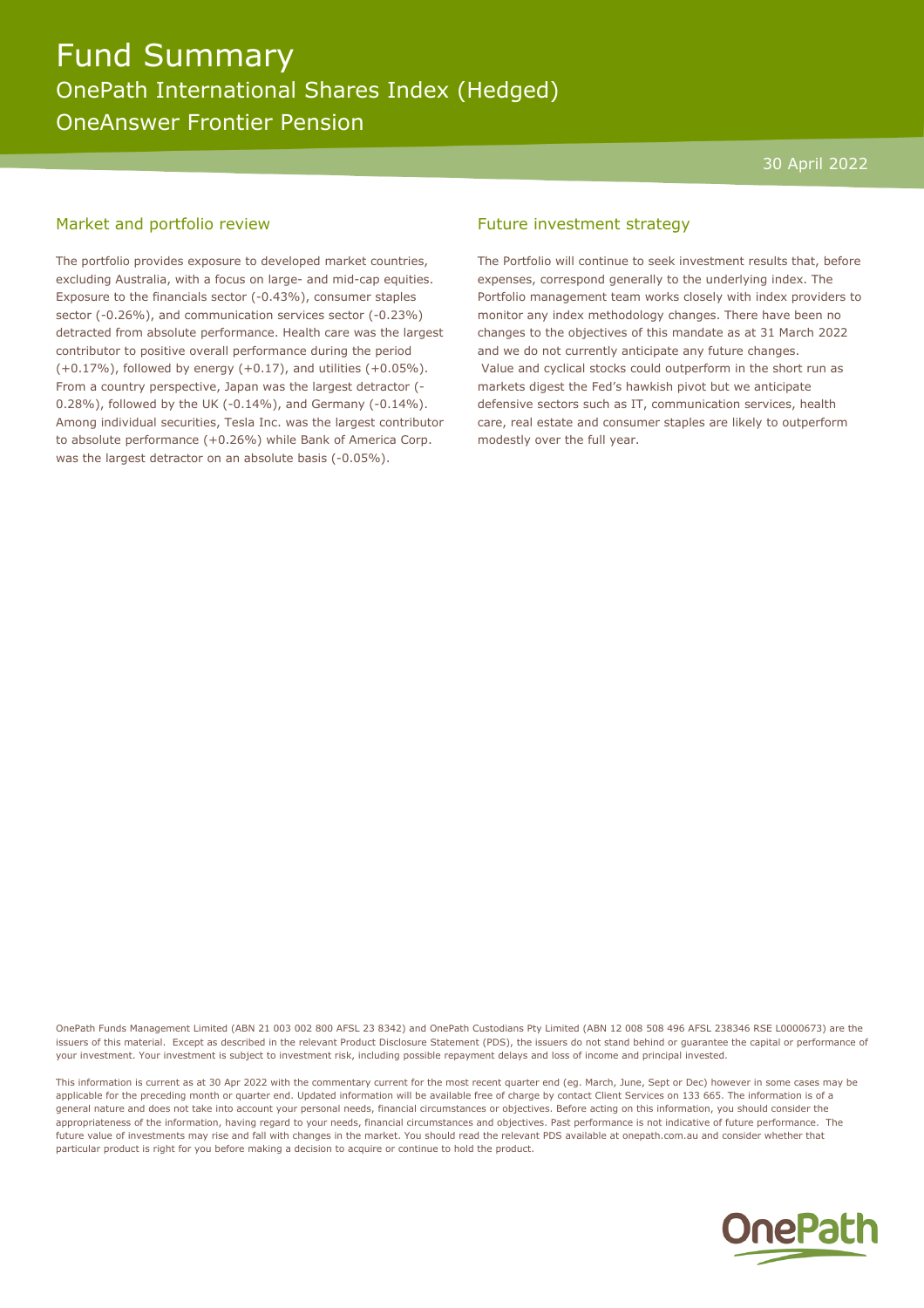# Fund Summary

## OnePath International Shares Index (Hedged)

## OneAnswer Frontier Pension

30 April 2022

### Market and portfolio review

The portfolio provides exposure to developed market countries, excluding Australia, with a focus on large- and mid-cap equities. Exposure to the financials sector (-0.43%), consumer staples sector (-0.26%), and communication services sector (-0.23%) detracted from absolute performance. Health care was the largest contributor to positive overall performance during the period (+0.17%), followed by energy (+0.17), and utilities (+0.05%). From a country perspective, Japan was the largest detractor (-0.28%), followed by the UK (-0.14%), and Germany (-0.14%). Among individual securities, Tesla Inc. was the largest contributor to absolute performance (+0.26%) while Bank of America Corp. was the largest detractor on an absolute basis (-0.05%).

### Future investment strategy

The Portfolio will continue to seek investment results that, before expenses, correspond generally to the underlying index. The Portfolio management team works closely with index providers to monitor any index methodology changes. There have been no changes to the objectives of this mandate as at 31 March 2022 and we do not currently anticipate any future changes.

Value and cyclical stocks could outperform in the short run as markets digest the Fed's hawkish pivot but we anticipate defensive sectors such as IT, communication services, health care, real estate and consumer staples are likely to outperform modestly over the full year.

OnePath Funds Management Limited (ABN 21 003 002 800 AFSL 23 8342) and OnePath Custodians Pty Limited (ABN 12 008 508 496 AFSL 238346 RSE L0000673) are the issuers of this material. Except as described in the relevant Product Disclosure Statement (PDS), the issuers do not stand behind or guarantee the capital or performance of your investment. Your investment is subject to investment risk, including possible repayment delays and loss of income and principal invested.

This information is current as at 30 Apr 2022 with the commentary current for the most recent quarter end (eg. March, June, Sept or Dec) however in some cases may be applicable for the preceding month or quarter end. Updated information will be available free of charge by contact Client Services on 133 665. The information is of a general nature and does not take into account your personal needs, financial circumstances or objectives. Before acting on this information, you should consider the appropriateness of the information, having regard to your needs, financial circumstances and objectives. Past performance is not indicative of future performance. The future value of investments may rise and fall with changes in the market. You should read the relevant PDS available at onepath.com.au and consider whether that particular product is right for you before making a decision to acquire or continue to hold the product.